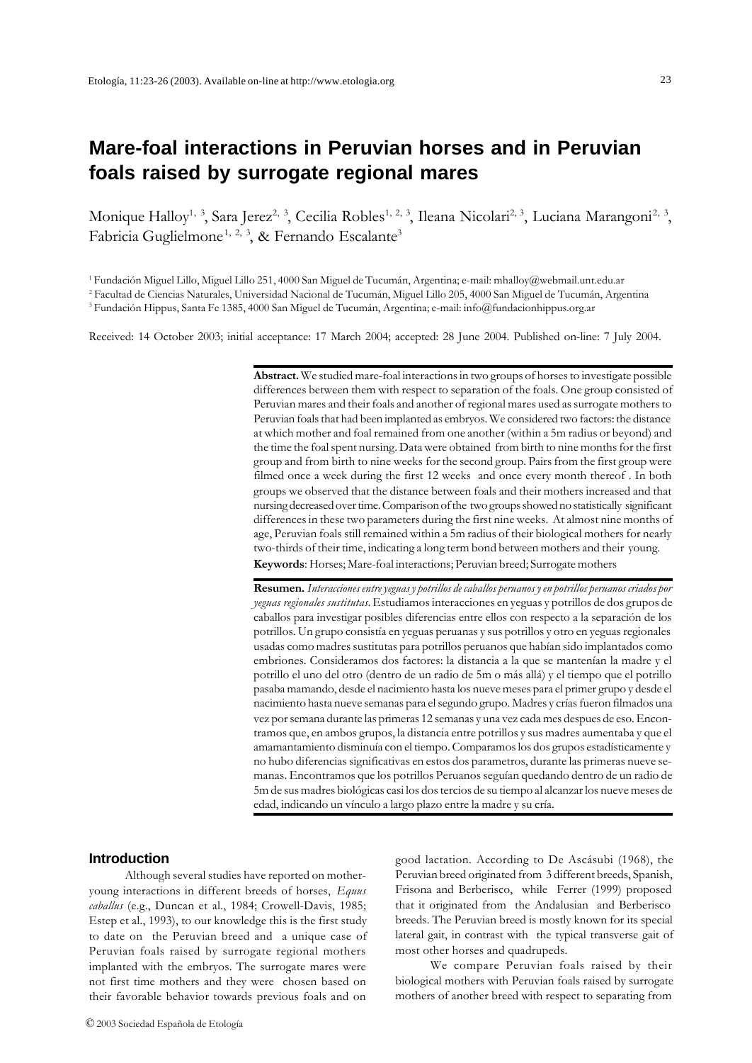# Mare-foal interactions in Peruvian horses and in Peruvian foals raised by surrogate regional mares

Monique Halloy[1, 3], Sara Jerez[2, 3], Cecilia Robles[1, 2, 3], Ileana Nicolari[2, 3], Luciana Marangoni[2, 3], Fabricia Guglielmone[1, 2, 3], & Fernando Escalante[3]

[1] Fundación Miguel Lillo, Miguel Lillo 251, 4000 San Miguel de Tucumán, Argentina; e-mail: mhalloy@webmail.unt.edu.ar
[2] Facultad de Ciencias Naturales, Universidad Nacional de Tucumán, Miguel Lillo 205, 4000 San Miguel de Tucumán, Argentina
[3] Fundación Hippus, Santa Fe 1385, 4000 San Miguel de Tucumán, Argentina; e-mail: info@fundacionhippus.org.ar

Received: 14 October 2003; initial acceptance: 17 March 2004; accepted: 28 June 2004. Published on-line: 7 July 2004.

**Abstract.** We studied mare-foal interactions in two groups of horses to investigate possible differences between them with respect to separation of the foals. One group consisted of Peruvian mares and their foals and another of regional mares used as surrogate mothers to Peruvian foals that had been implanted as embryos. We considered two factors: the distance at which mother and foal remained from one another (within a 5m radius or beyond) and the time the foal spent nursing. Data were obtained from birth to nine months for the first group and from birth to nine weeks for the second group. Pairs from the first group were filmed once a week during the first 12 weeks and once every month thereof . In both groups we observed that the distance between foals and their mothers increased and that nursing decreased over time. Comparison of the two groups showed no statistically significant differences in these two parameters during the first nine weeks. At almost nine months of age, Peruvian foals still remained within a 5m radius of their biological mothers for nearly two-thirds of their time, indicating a long term bond between mothers and their young.

**Keywords**: Horses; Mare-foal interactions; Peruvian breed; Surrogate mothers

**Resumen.** *Interacciones entre yeguas y potrillos de caballos peruanos y en potrillos peruanos criados por yeguas regionales sustitutas*. Estudiamos interacciones en yeguas y potrillos de dos grupos de caballos para investigar posibles diferencias entre ellos con respecto a la separación de los potrillos. Un grupo consistía en yeguas peruanas y sus potrillos y otro en yeguas regionales usadas como madres sustitutas para potrillos peruanos que habían sido implantados como embriones. Consideramos dos factores: la distancia a la que se mantenían la madre y el potrillo el uno del otro (dentro de un radio de 5m o más allá) y el tiempo que el potrillo pasaba mamando, desde el nacimiento hasta los nueve meses para el primer grupo y desde el nacimiento hasta nueve semanas para el segundo grupo. Madres y crías fueron filmados una vez por semana durante las primeras 12 semanas y una vez cada mes despues de eso. Encontramos que, en ambos grupos, la distancia entre potrillos y sus madres aumentaba y que el amamantamiento disminuía con el tiempo. Comparamos los dos grupos estadísticamente y no hubo diferencias significativas en estos dos parametros, durante las primeras nueve semanas. Encontramos que los potrillos Peruanos seguían quedando dentro de un radio de 5m de sus madres biológicas casi los dos tercios de su tiempo al alcanzar los nueve meses de edad, indicando un vínculo a largo plazo entre la madre y su cría.

## Introduction

Although several studies have reported on mother-young interactions in different breeds of horses, *Equus caballus* (e.g., Duncan et al., 1984; Crowell-Davis, 1985; Estep et al., 1993), to our knowledge this is the first study to date on the Peruvian breed and a unique case of Peruvian foals raised by surrogate regional mothers implanted with the embryos. The surrogate mares were not first time mothers and they were chosen based on their favorable behavior towards previous foals and on good lactation. According to De Ascásubi (1968), the Peruvian breed originated from 3 different breeds, Spanish, Frisona and Berberisco, while Ferrer (1999) proposed that it originated from the Andalusian and Berberisco breeds. The Peruvian breed is mostly known for its special lateral gait, in contrast with the typical transverse gait of most other horses and quadrupeds.

We compare Peruvian foals raised by their biological mothers with Peruvian foals raised by surrogate mothers of another breed with respect to separating from

© 2003 Sociedad Española de Etología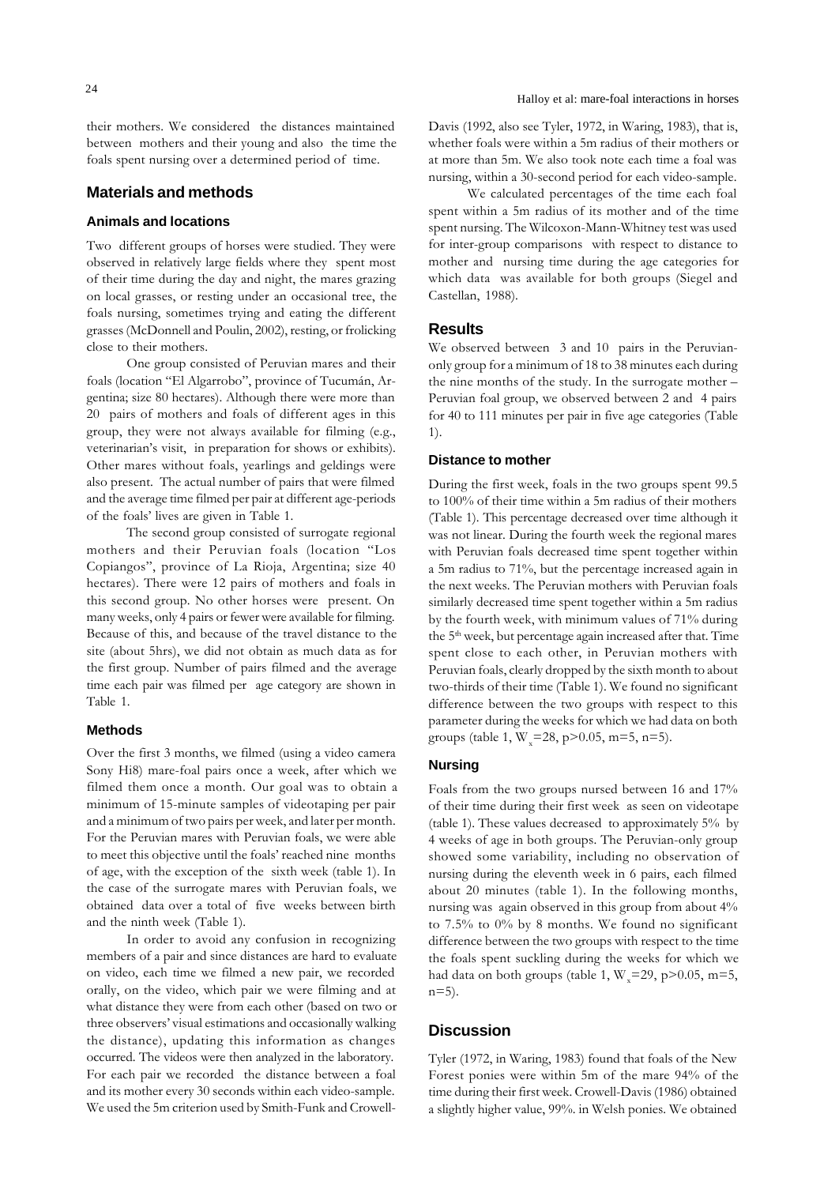their mothers. We considered the distances maintained between mothers and their young and also the time the foals spent nursing over a determined period of time.

## Materials and methods

### Animals and locations

Two different groups of horses were studied. They were observed in relatively large fields where they spent most of their time during the day and night, the mares grazing on local grasses, or resting under an occasional tree, the foals nursing, sometimes trying and eating the different grasses (McDonnell and Poulin, 2002), resting, or frolicking close to their mothers.

One group consisted of Peruvian mares and their foals (location "El Algarrobo", province of Tucumán, Argentina; size 80 hectares). Although there were more than 20 pairs of mothers and foals of different ages in this group, they were not always available for filming (e.g., veterinarian's visit, in preparation for shows or exhibits). Other mares without foals, yearlings and geldings were also present. The actual number of pairs that were filmed and the average time filmed per pair at different age-periods of the foals' lives are given in Table 1.

The second group consisted of surrogate regional mothers and their Peruvian foals (location "Los Copiangos", province of La Rioja, Argentina; size 40 hectares). There were 12 pairs of mothers and foals in this second group. No other horses were present. On many weeks, only 4 pairs or fewer were available for filming. Because of this, and because of the travel distance to the site (about 5hrs), we did not obtain as much data as for the first group. Number of pairs filmed and the average time each pair was filmed per age category are shown in Table 1.

### Methods

Over the first 3 months, we filmed (using a video camera Sony Hi8) mare-foal pairs once a week, after which we filmed them once a month. Our goal was to obtain a minimum of 15-minute samples of videotaping per pair and a minimum of two pairs per week, and later per month. For the Peruvian mares with Peruvian foals, we were able to meet this objective until the foals' reached nine months of age, with the exception of the sixth week (table 1). In the case of the surrogate mares with Peruvian foals, we obtained data over a total of five weeks between birth and the ninth week (Table 1).

In order to avoid any confusion in recognizing members of a pair and since distances are hard to evaluate on video, each time we filmed a new pair, we recorded orally, on the video, which pair we were filming and at what distance they were from each other (based on two or three observers' visual estimations and occasionally walking the distance), updating this information as changes occurred. The videos were then analyzed in the laboratory. For each pair we recorded the distance between a foal and its mother every 30 seconds within each video-sample. We used the 5m criterion used by Smith-Funk and Crowell-Davis (1992, also see Tyler, 1972, in Waring, 1983), that is, whether foals were within a 5m radius of their mothers or at more than 5m. We also took note each time a foal was nursing, within a 30-second period for each video-sample.

We calculated percentages of the time each foal spent within a 5m radius of its mother and of the time spent nursing. The Wilcoxon-Mann-Whitney test was used for inter-group comparisons with respect to distance to mother and nursing time during the age categories for which data was available for both groups (Siegel and Castellan, 1988).

## Results

We observed between 3 and 10 pairs in the Peruvian-only group for a minimum of 18 to 38 minutes each during the nine months of the study. In the surrogate mother – Peruvian foal group, we observed between 2 and 4 pairs for 40 to 111 minutes per pair in five age categories (Table 1).

### Distance to mother

During the first week, foals in the two groups spent 99.5 to 100% of their time within a 5m radius of their mothers (Table 1). This percentage decreased over time although it was not linear. During the fourth week the regional mares with Peruvian foals decreased time spent together within a 5m radius to 71%, but the percentage increased again in the next weeks. The Peruvian mothers with Peruvian foals similarly decreased time spent together within a 5m radius by the fourth week, with minimum values of 71% during the 5th week, but percentage again increased after that. Time spent close to each other, in Peruvian mothers with Peruvian foals, clearly dropped by the sixth month to about two-thirds of their time (Table 1). We found no significant difference between the two groups with respect to this parameter during the weeks for which we had data on both groups (table 1, $W_x=28$, $p>0.05$, $m=5$, $n=5$).

### Nursing

Foals from the two groups nursed between 16 and 17% of their time during their first week as seen on videotape (table 1). These values decreased to approximately 5% by 4 weeks of age in both groups. The Peruvian-only group showed some variability, including no observation of nursing during the eleventh week in 6 pairs, each filmed about 20 minutes (table 1). In the following months, nursing was again observed in this group from about 4% to 7.5% to 0% by 8 months. We found no significant difference between the two groups with respect to the time the foals spent suckling during the weeks for which we had data on both groups (table 1, $W_x=29$, $p>0.05$, $m=5$, $n=5$).

## Discussion

Tyler (1972, in Waring, 1983) found that foals of the New Forest ponies were within 5m of the mare 94% of the time during their first week. Crowell-Davis (1986) obtained a slightly higher value, 99%. in Welsh ponies. We obtained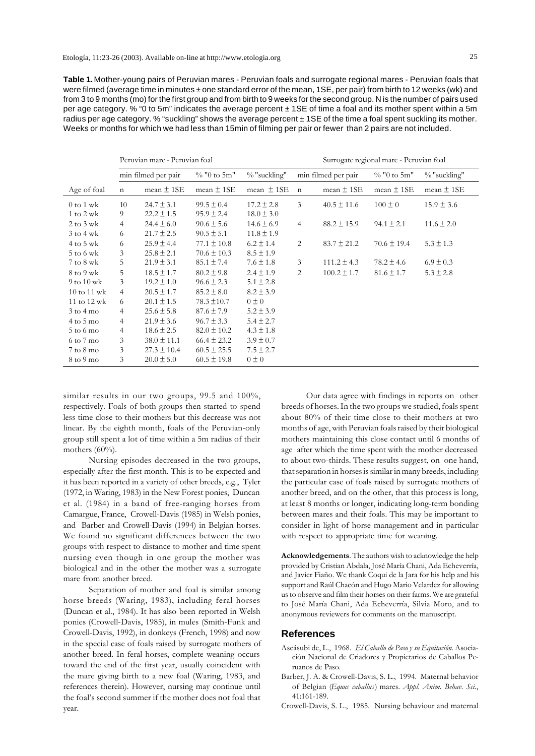**Table 1.** Mother-young pairs of Peruvian mares - Peruvian foals and surrogate regional mares - Peruvian foals that were filmed (average time in minutes ± one standard error of the mean, 1SE, per pair) from birth to 12 weeks (wk) and from 3 to 9 months (mo) for the first group and from birth to 9 weeks for the second group. N is the number of pairs used per age category. % "0 to 5m" indicates the average percent ± 1SE of time a foal and its mother spent within a 5m radius per age category. % "suckling" shows the average percent ± 1SE of the time a foal spent suckling its mother. Weeks or months for which we had less than 15min of filming per pair or fewer than 2 pairs are not included.

| | Peruvian mare - Peruvian foal | | | | Surrogate regional mare - Peruvian foal | | | |
|---|---|---|---|---|---|---|---|---|
| | min filmed per pair | | % "0 to 5m" | % "suckling" | min filmed per pair | | % "0 to 5m" | % "suckling" |
| Age of foal | n | mean ± 1SE | mean ± 1SE | mean ± 1SE | n | mean ± 1SE | mean ± 1SE | mean ± 1SE |
| 0 to 1 wk | 10 | 24.7 ± 3.1 | 99.5 ± 0.4 | 17.2 ± 2.8 | 3 | 40.5 ± 11.6 | 100 ± 0 | 15.9 ± 3.6 |
| 1 to 2 wk | 9 | 22.2 ± 1.5 | 95.9 ± 2.4 | 18.0 ± 3.0 | | | | |
| 2 to 3 wk | 4 | 24.4 ± 6.0 | 90.6 ± 5.6 | 14.6 ± 6.9 | 4 | 88.2 ± 15.9 | 94.1 ± 2.1 | 11.6 ± 2.0 |
| 3 to 4 wk | 6 | 21.7 ± 2.5 | 90.5 ± 5.1 | 11.8 ± 1.9 | | | | |
| 4 to 5 wk | 6 | 25.9 ± 4.4 | 77.1 ± 10.8 | 6.2 ± 1.4 | 2 | 83.7 ± 21.2 | 70.6 ± 19.4 | 5.3 ± 1.3 |
| 5 to 6 wk | 3 | 25.8 ± 2.1 | 70.6 ± 10.3 | 8.5 ± 1.9 | | | | |
| 7 to 8 wk | 5 | 21.9 ± 3.1 | 85.1 ± 7.4 | 7.6 ± 1.8 | 3 | 111.2 ± 4.3 | 78.2 ± 4.6 | 6.9 ± 0.3 |
| 8 to 9 wk | 5 | 18.5 ± 1.7 | 80.2 ± 9.8 | 2.4 ± 1.9 | 2 | 100.2 ± 1.7 | 81.6 ± 1.7 | 5.3 ± 2.8 |
| 9 to 10 wk | 3 | 19.2 ± 1.0 | 96.6 ± 2.3 | 5.1 ± 2.8 | | | | |
| 10 to 11 wk | 4 | 20.5 ± 1.7 | 85.2 ± 8.0 | 8.2 ± 3.9 | | | | |
| 11 to 12 wk | 6 | 20.1 ± 1.5 | 78.3 ±10.7 | 0 ± 0 | | | | |
| 3 to 4 mo | 4 | 25.6 ± 5.8 | 87.6 ± 7.9 | 5.2 ± 3.9 | | | | |
| 4 to 5 mo | 4 | 21.9 ± 3.6 | 96.7 ± 3.3 | 5.4 ± 2.7 | | | | |
| 5 to 6 mo | 4 | 18.6 ± 2.5 | 82.0 ± 10.2 | 4.3 ± 1.8 | | | | |
| 6 to 7 mo | 3 | 38.0 ± 11.1 | 66.4 ± 23.2 | 3.9 ± 0.7 | | | | |
| 7 to 8 mo | 3 | 27.3 ± 10.4 | 60.5 ± 25.5 | 7.5 ± 2.7 | | | | |
| 8 to 9 mo | 3 | 20.0 ± 5.0 | 60.5 ± 19.8 | 0 ± 0 | | | | |

similar results in our two groups, 99.5 and 100%, respectively. Foals of both groups then started to spend less time close to their mothers but this decrease was not linear. By the eighth month, foals of the Peruvian-only group still spent a lot of time within a 5m radius of their mothers (60%).

Nursing episodes decreased in the two groups, especially after the first month. This is to be expected and it has been reported in a variety of other breeds, e.g., Tyler (1972, in Waring, 1983) in the New Forest ponies, Duncan et al. (1984) in a band of free-ranging horses from Camargue, France, Crowell-Davis (1985) in Welsh ponies, and Barber and Crowell-Davis (1994) in Belgian horses. We found no significant differences between the two groups with respect to distance to mother and time spent nursing even though in one group the mother was biological and in the other the mother was a surrogate mare from another breed.

Separation of mother and foal is similar among horse breeds (Waring, 1983), including feral horses (Duncan et al., 1984). It has also been reported in Welsh ponies (Crowell-Davis, 1985), in mules (Smith-Funk and Crowell-Davis, 1992), in donkeys (French, 1998) and now in the special case of foals raised by surrogate mothers of another breed. In feral horses, complete weaning occurs toward the end of the first year, usually coincident with the mare giving birth to a new foal (Waring, 1983, and references therein). However, nursing may continue until the foal's second summer if the mother does not foal that year.

Our data agree with findings in reports on other breeds of horses. In the two groups we studied, foals spent about 80% of their time close to their mothers at two months of age, with Peruvian foals raised by their biological mothers maintaining this close contact until 6 months of age after which the time spent with the mother decreased to about two-thirds. These results suggest, on one hand, that separation in horses is similar in many breeds, including the particular case of foals raised by surrogate mothers of another breed, and on the other, that this process is long, at least 8 months or longer, indicating long-term bonding between mares and their foals. This may be important to consider in light of horse management and in particular with respect to appropriate time for weaning.

**Acknowledgements**. The authors wish to acknowledge the help provided by Cristian Abdala, José María Chani, Ada Echeverría, and Javier Fiaño. We thank Coqui de la Jara for his help and his support and Raúl Chacón and Hugo Mario Velardez for allowing us to observe and film their horses on their farms. We are grateful to José María Chani, Ada Echeverría, Silvia Moro, and to anonymous reviewers for comments on the manuscript.

## References

Ascásubi de, L., 1968. *El Caballo de Paso y su Equitación*. Asociación Nacional de Criadores y Propietarios de Caballos Peruanos de Paso.

Barber, J. A. & Crowell-Davis, S. L., 1994. Maternal behavior of Belgian (*Equus caballus*) mares. *Appl. Anim. Behav. Sci.*, 41:161-189.

Crowell-Davis, S. L., 1985. Nursing behaviour and maternal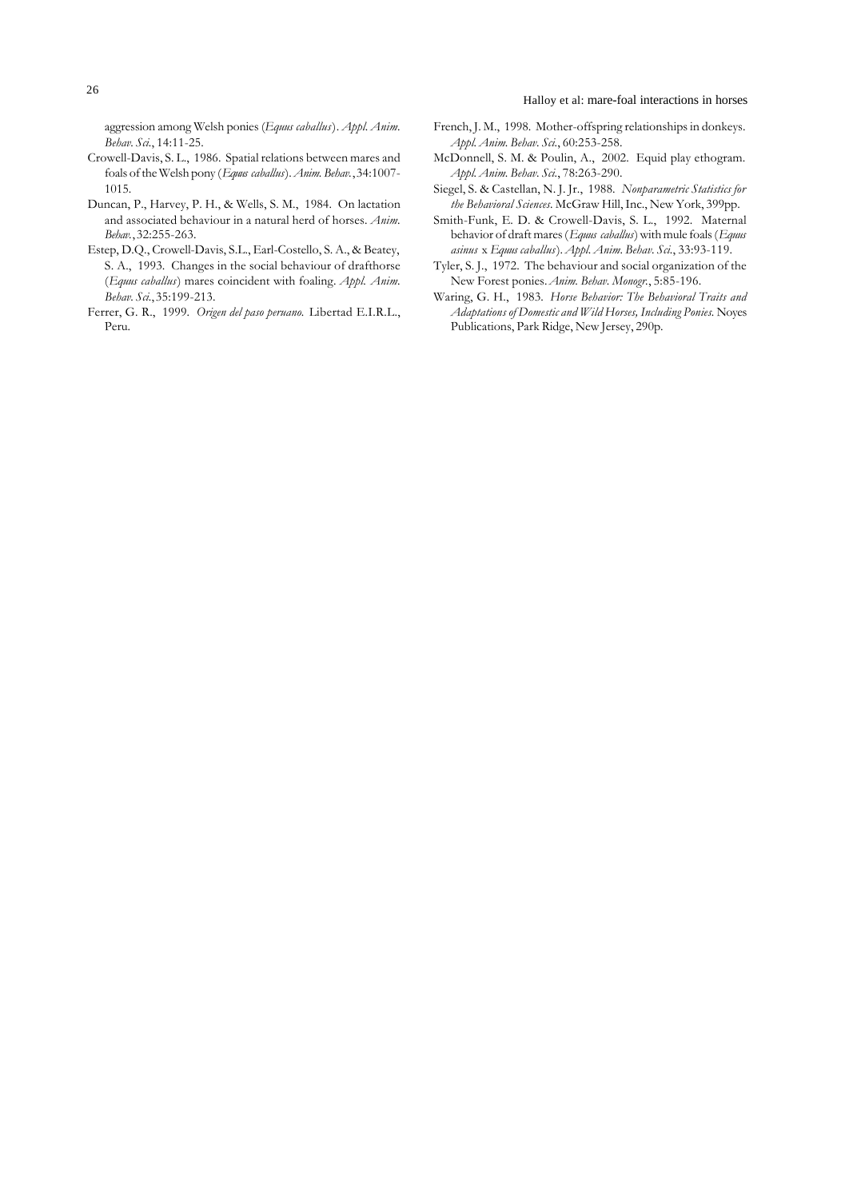aggression among Welsh ponies (*Equus caballus*). *Appl. Anim. Behav. Sci.*, 14:11-25.

Crowell-Davis, S. L., 1986. Spatial relations between mares and foals of the Welsh pony (*Equus caballus*). *Anim. Behav.*, 34:1007-1015.

Duncan, P., Harvey, P. H., & Wells, S. M., 1984. On lactation and associated behaviour in a natural herd of horses. *Anim. Behav.*, 32:255-263.

Estep, D.Q., Crowell-Davis, S.L., Earl-Costello, S. A., & Beatey, S. A., 1993. Changes in the social behaviour of drafthorse (*Equus caballus*) mares coincident with foaling. *Appl. Anim. Behav. Sci.*, 35:199-213.

Ferrer, G. R., 1999. *Origen del paso peruano.* Libertad E.I.R.L., Peru.

French, J. M., 1998. Mother-offspring relationships in donkeys. *Appl. Anim. Behav. Sci.*, 60:253-258.

McDonnell, S. M. & Poulin, A., 2002. Equid play ethogram. *Appl. Anim. Behav. Sci.*, 78:263-290.

Siegel, S. & Castellan, N. J. Jr., 1988. *Nonparametric Statistics for the Behavioral Sciences.* McGraw Hill, Inc., New York, 399pp.

Smith-Funk, E. D. & Crowell-Davis, S. L., 1992. Maternal behavior of draft mares (*Equus caballus*) with mule foals (*Equus asinus* x *Equus caballus*). *Appl. Anim. Behav. Sci.*, 33:93-119.

Tyler, S. J., 1972. The behaviour and social organization of the New Forest ponies. *Anim. Behav. Monogr.*, 5:85-196.

Waring, G. H., 1983. *Horse Behavior: The Behavioral Traits and Adaptations of Domestic and Wild Horses, Including Ponies.* Noyes Publications, Park Ridge, New Jersey, 290p.